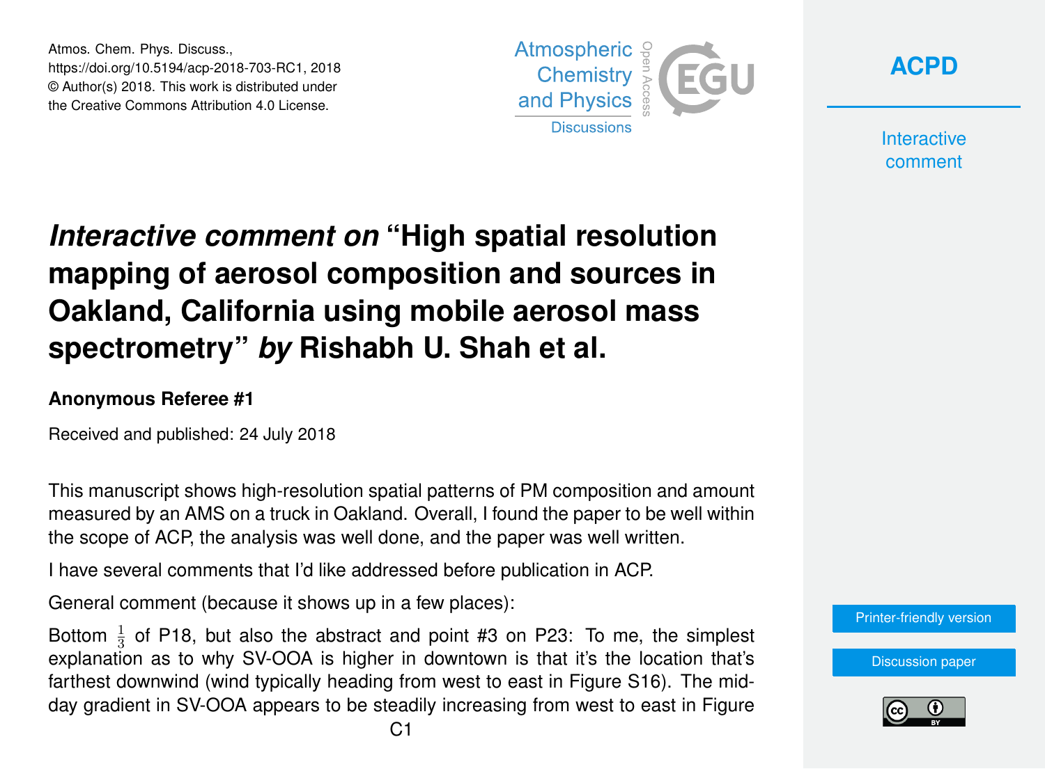Atmos. Chem. Phys. Discuss.,
https://doi.org/10.5194/acp-2018-703-RC1, 2018
© Author(s) 2018. This work is distributed under
the Creative Commons Attribution 4.0 License.

# *Interactive comment on* "High spatial resolution mapping of aerosol composition and sources in Oakland, California using mobile aerosol mass spectrometry" *by* Rishabh U. Shah et al.

**Anonymous Referee #1**

Received and published: 24 July 2018

This manuscript shows high-resolution spatial patterns of PM composition and amount measured by an AMS on a truck in Oakland. Overall, I found the paper to be well within the scope of ACP, the analysis was well done, and the paper was well written.

I have several comments that I'd like addressed before publication in ACP.

General comment (because it shows up in a few places):

Bottom $\frac{1}{3}$ of P18, but also the abstract and point #3 on P23: To me, the simplest explanation as to why SV-OOA is higher in downtown is that it's the location that's farthest downwind (wind typically heading from west to east in Figure S16). The mid-day gradient in SV-OOA appears to be steadily increasing from west to east in Figure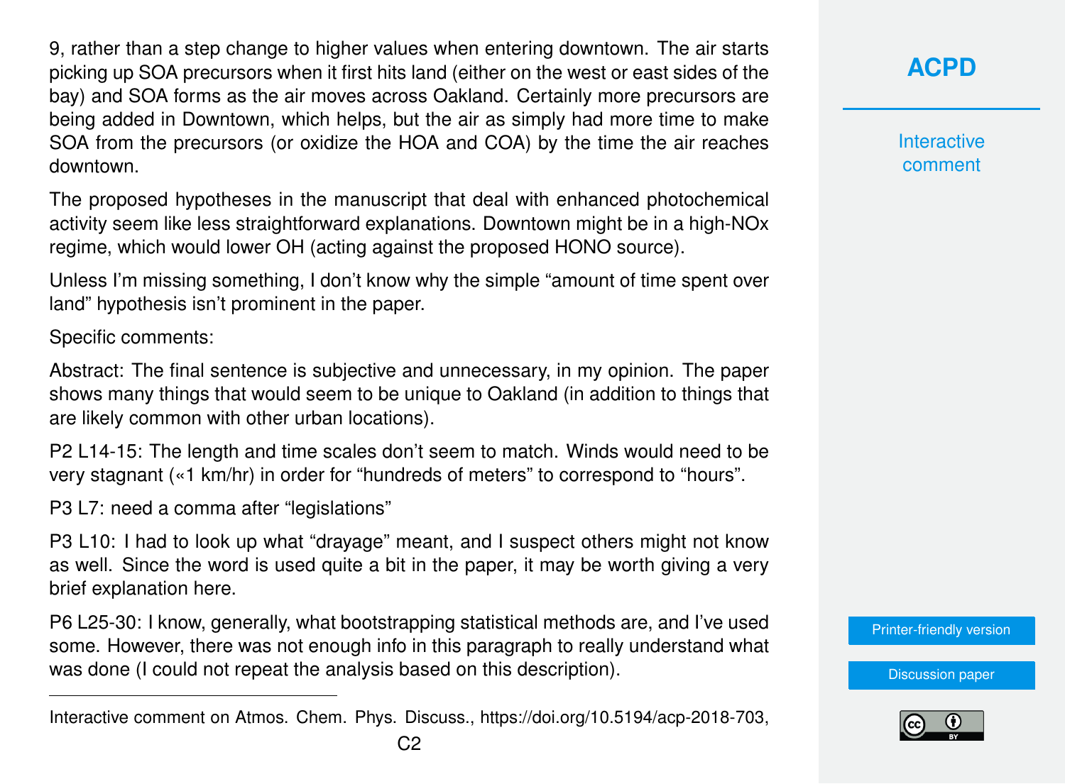9, rather than a step change to higher values when entering downtown. The air starts picking up SOA precursors when it first hits land (either on the west or east sides of the bay) and SOA forms as the air moves across Oakland. Certainly more precursors are being added in Downtown, which helps, but the air as simply had more time to make SOA from the precursors (or oxidize the HOA and COA) by the time the air reaches downtown.

The proposed hypotheses in the manuscript that deal with enhanced photochemical activity seem like less straightforward explanations. Downtown might be in a high-NOx regime, which would lower OH (acting against the proposed HONO source).

Unless I'm missing something, I don't know why the simple "amount of time spent over land" hypothesis isn't prominent in the paper.

Specific comments:

Abstract: The final sentence is subjective and unnecessary, in my opinion. The paper shows many things that would seem to be unique to Oakland (in addition to things that are likely common with other urban locations).

P2 L14-15: The length and time scales don't seem to match. Winds would need to be very stagnant («1 km/hr) in order for "hundreds of meters" to correspond to "hours".

P3 L7: need a comma after "legislations"

P3 L10: I had to look up what "drayage" meant, and I suspect others might not know as well. Since the word is used quite a bit in the paper, it may be worth giving a very brief explanation here.

P6 L25-30: I know, generally, what bootstrapping statistical methods are, and I've used some. However, there was not enough info in this paragraph to really understand what was done (I could not repeat the analysis based on this description).

---

Interactive comment on Atmos. Chem. Phys. Discuss., https://doi.org/10.5194/acp-2018-703,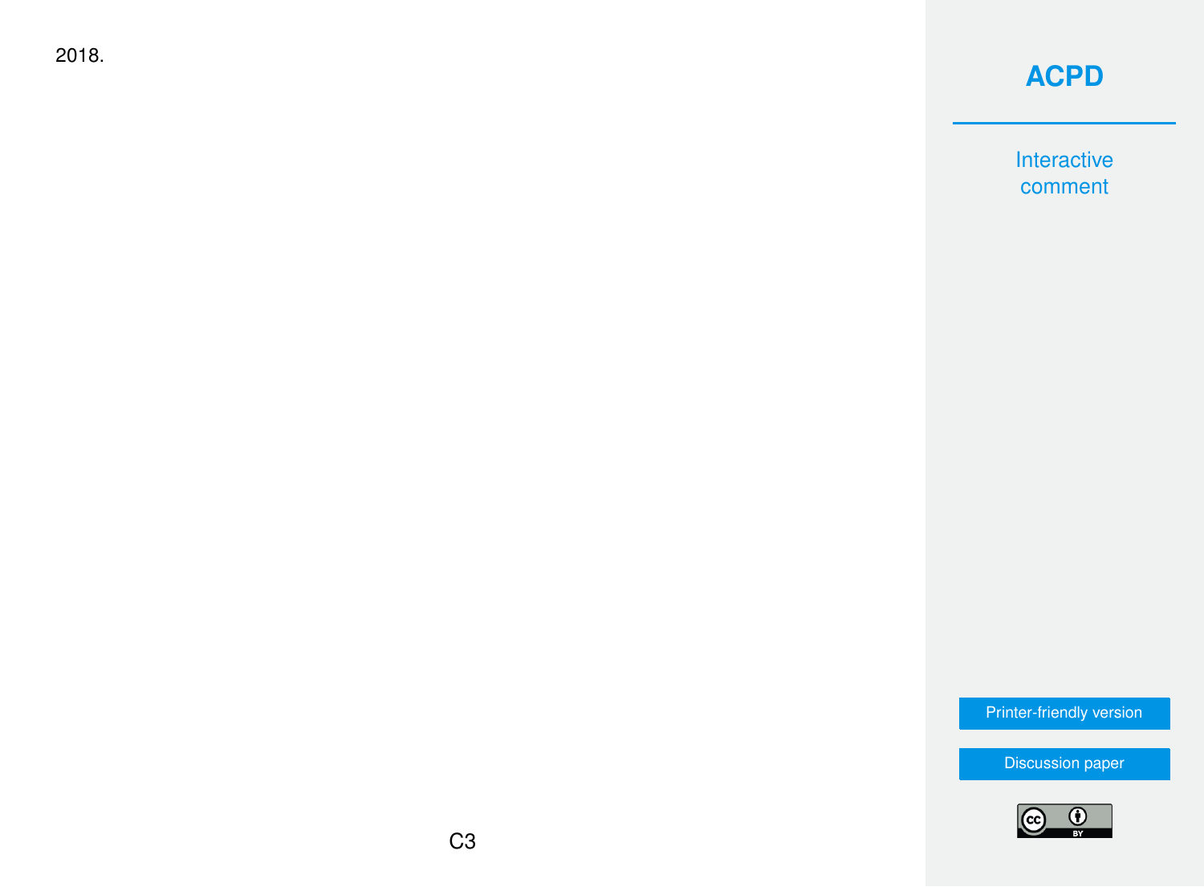2018.